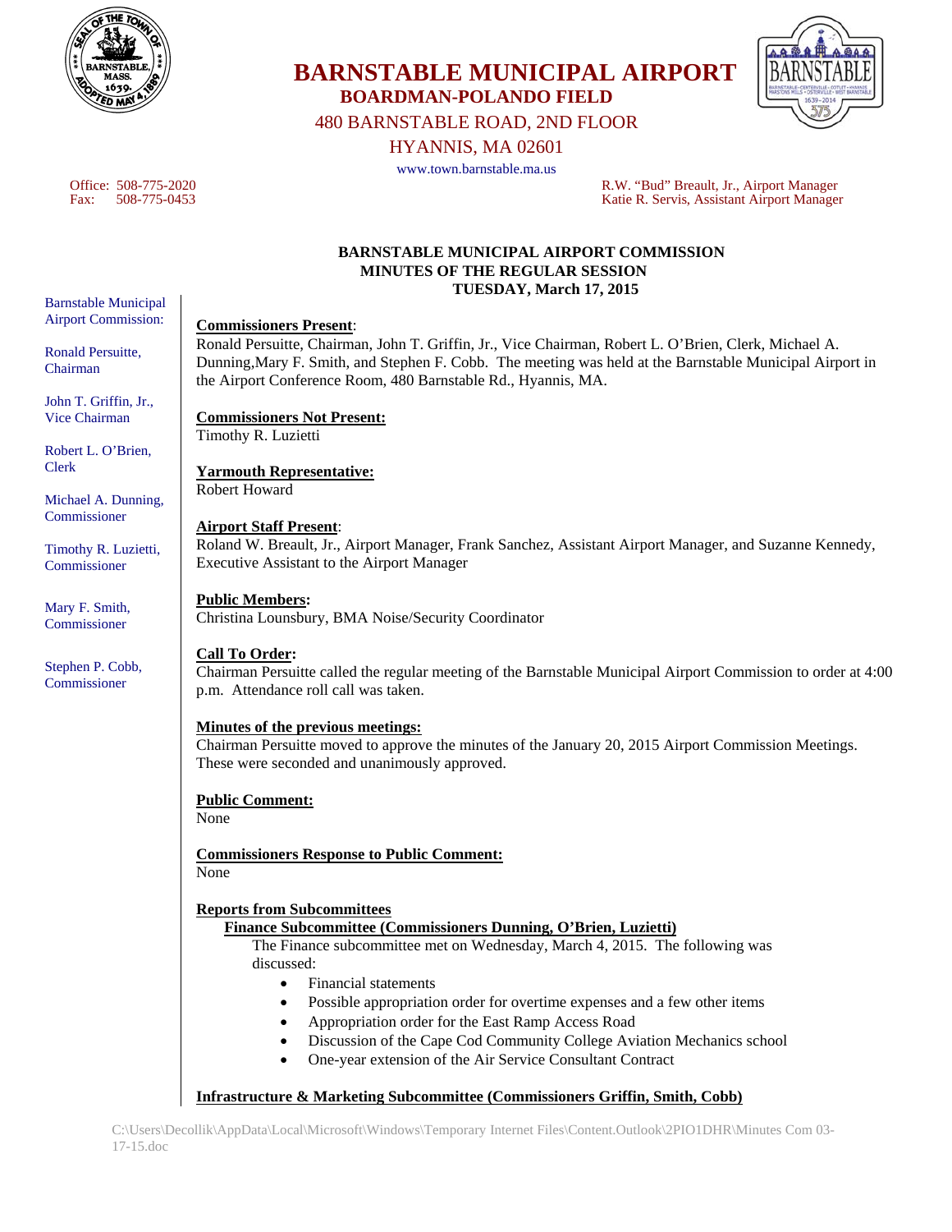# BARNSTABLE MUNICIPAL AIRPORT

## BOARDMAN-POLANDO FIELD

480 BARNSTABLE ROAD, 2ND FLOOR

HYANNIS, MA 02601

www.town.barnstable.ma.us

Office: 508-775-2020
Fax: 508-775-0453

R.W. "Bud" Breault, Jr., Airport Manager
Katie R. Servis, Assistant Airport Manager

Barnstable Municipal Airport Commission:

Ronald Persuitte, Chairman

John T. Griffin, Jr., Vice Chairman

Robert L. O'Brien, Clerk

Michael A. Dunning, Commissioner

Timothy R. Luzietti, Commissioner

Mary F. Smith, Commissioner

Stephen P. Cobb, Commissioner

## BARNSTABLE MUNICIPAL AIRPORT COMMISSION MINUTES OF THE REGULAR SESSION TUESDAY, March 17, 2015

**Commissioners Present**:
Ronald Persuitte, Chairman, John T. Griffin, Jr., Vice Chairman, Robert L. O'Brien, Clerk, Michael A. Dunning,Mary F. Smith, and Stephen F. Cobb. The meeting was held at the Barnstable Municipal Airport in the Airport Conference Room, 480 Barnstable Rd., Hyannis, MA.

**Commissioners Not Present:**
Timothy R. Luzietti

**Yarmouth Representative:**
Robert Howard

**Airport Staff Present**:
Roland W. Breault, Jr., Airport Manager, Frank Sanchez, Assistant Airport Manager, and Suzanne Kennedy, Executive Assistant to the Airport Manager

**Public Members:**
Christina Lounsbury, BMA Noise/Security Coordinator

**Call To Order:**
Chairman Persuitte called the regular meeting of the Barnstable Municipal Airport Commission to order at 4:00 p.m. Attendance roll call was taken.

**Minutes of the previous meetings:**
Chairman Persuitte moved to approve the minutes of the January 20, 2015 Airport Commission Meetings. These were seconded and unanimously approved.

**Public Comment:**
None

**Commissioners Response to Public Comment:**
None

**Reports from Subcommittees**

**Finance Subcommittee (Commissioners Dunning, O'Brien, Luzietti)**

The Finance subcommittee met on Wednesday, March 4, 2015. The following was discussed:

- Financial statements
- Possible appropriation order for overtime expenses and a few other items
- Appropriation order for the East Ramp Access Road
- Discussion of the Cape Cod Community College Aviation Mechanics school
- One-year extension of the Air Service Consultant Contract

**Infrastructure & Marketing Subcommittee (Commissioners Griffin, Smith, Cobb)**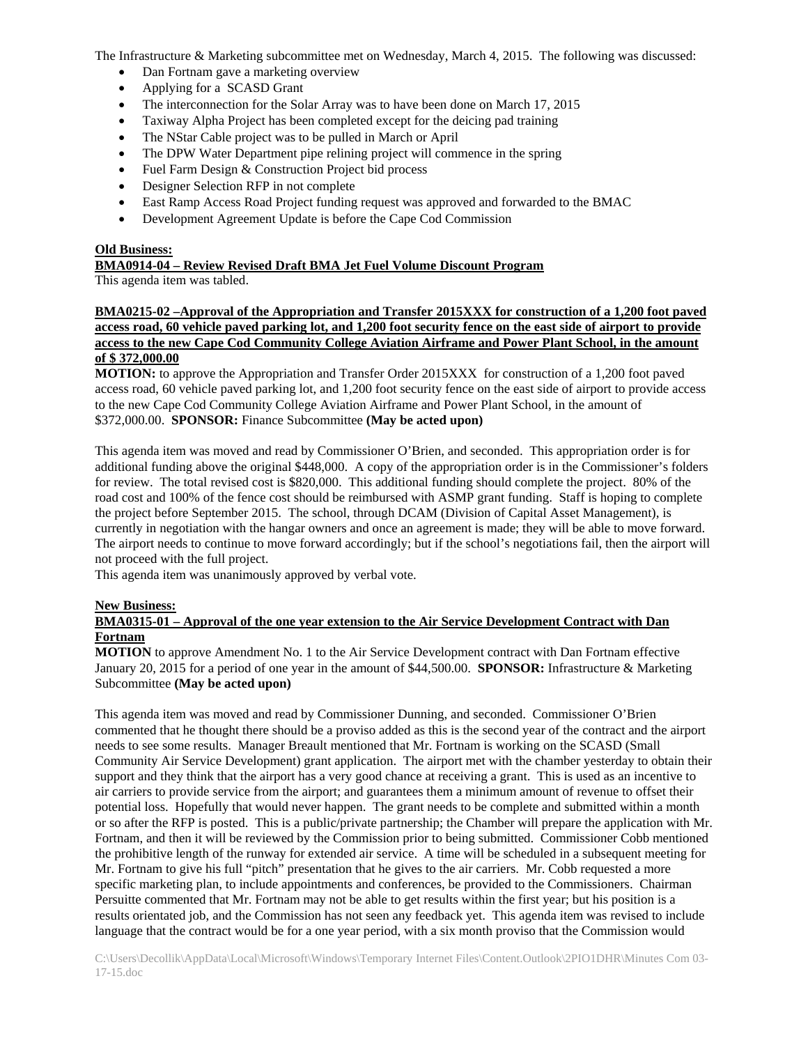The Infrastructure & Marketing subcommittee met on Wednesday, March 4, 2015. The following was discussed:

- Dan Fortnam gave a marketing overview
- Applying for a SCASD Grant
- The interconnection for the Solar Array was to have been done on March 17, 2015
- Taxiway Alpha Project has been completed except for the deicing pad training
- The NStar Cable project was to be pulled in March or April
- The DPW Water Department pipe relining project will commence in the spring
- Fuel Farm Design & Construction Project bid process
- Designer Selection RFP in not complete
- East Ramp Access Road Project funding request was approved and forwarded to the BMAC
- Development Agreement Update is before the Cape Cod Commission

**Old Business:**

**BMA0914-04 – Review Revised Draft BMA Jet Fuel Volume Discount Program**

This agenda item was tabled.

**BMA0215-02 –Approval of the Appropriation and Transfer 2015XXX for construction of a 1,200 foot paved access road, 60 vehicle paved parking lot, and 1,200 foot security fence on the east side of airport to provide access to the new Cape Cod Community College Aviation Airframe and Power Plant School, in the amount of $ 372,000.00**

**MOTION:** to approve the Appropriation and Transfer Order 2015XXX for construction of a 1,200 foot paved access road, 60 vehicle paved parking lot, and 1,200 foot security fence on the east side of airport to provide access to the new Cape Cod Community College Aviation Airframe and Power Plant School, in the amount of $372,000.00. **SPONSOR:** Finance Subcommittee **(May be acted upon)**

This agenda item was moved and read by Commissioner O'Brien, and seconded. This appropriation order is for additional funding above the original $448,000. A copy of the appropriation order is in the Commissioner's folders for review. The total revised cost is $820,000. This additional funding should complete the project. 80% of the road cost and 100% of the fence cost should be reimbursed with ASMP grant funding. Staff is hoping to complete the project before September 2015. The school, through DCAM (Division of Capital Asset Management), is currently in negotiation with the hangar owners and once an agreement is made; they will be able to move forward. The airport needs to continue to move forward accordingly; but if the school's negotiations fail, then the airport will not proceed with the full project.

This agenda item was unanimously approved by verbal vote.

**New Business:**

**BMA0315-01 – Approval of the one year extension to the Air Service Development Contract with Dan Fortnam**

**MOTION** to approve Amendment No. 1 to the Air Service Development contract with Dan Fortnam effective January 20, 2015 for a period of one year in the amount of $44,500.00. **SPONSOR:** Infrastructure & Marketing Subcommittee **(May be acted upon)**

This agenda item was moved and read by Commissioner Dunning, and seconded. Commissioner O'Brien commented that he thought there should be a proviso added as this is the second year of the contract and the airport needs to see some results. Manager Breault mentioned that Mr. Fortnam is working on the SCASD (Small Community Air Service Development) grant application. The airport met with the chamber yesterday to obtain their support and they think that the airport has a very good chance at receiving a grant. This is used as an incentive to air carriers to provide service from the airport; and guarantees them a minimum amount of revenue to offset their potential loss. Hopefully that would never happen. The grant needs to be complete and submitted within a month or so after the RFP is posted. This is a public/private partnership; the Chamber will prepare the application with Mr. Fortnam, and then it will be reviewed by the Commission prior to being submitted. Commissioner Cobb mentioned the prohibitive length of the runway for extended air service. A time will be scheduled in a subsequent meeting for Mr. Fortnam to give his full "pitch" presentation that he gives to the air carriers. Mr. Cobb requested a more specific marketing plan, to include appointments and conferences, be provided to the Commissioners. Chairman Persuitte commented that Mr. Fortnam may not be able to get results within the first year; but his position is a results orientated job, and the Commission has not seen any feedback yet. This agenda item was revised to include language that the contract would be for a one year period, with a six month proviso that the Commission would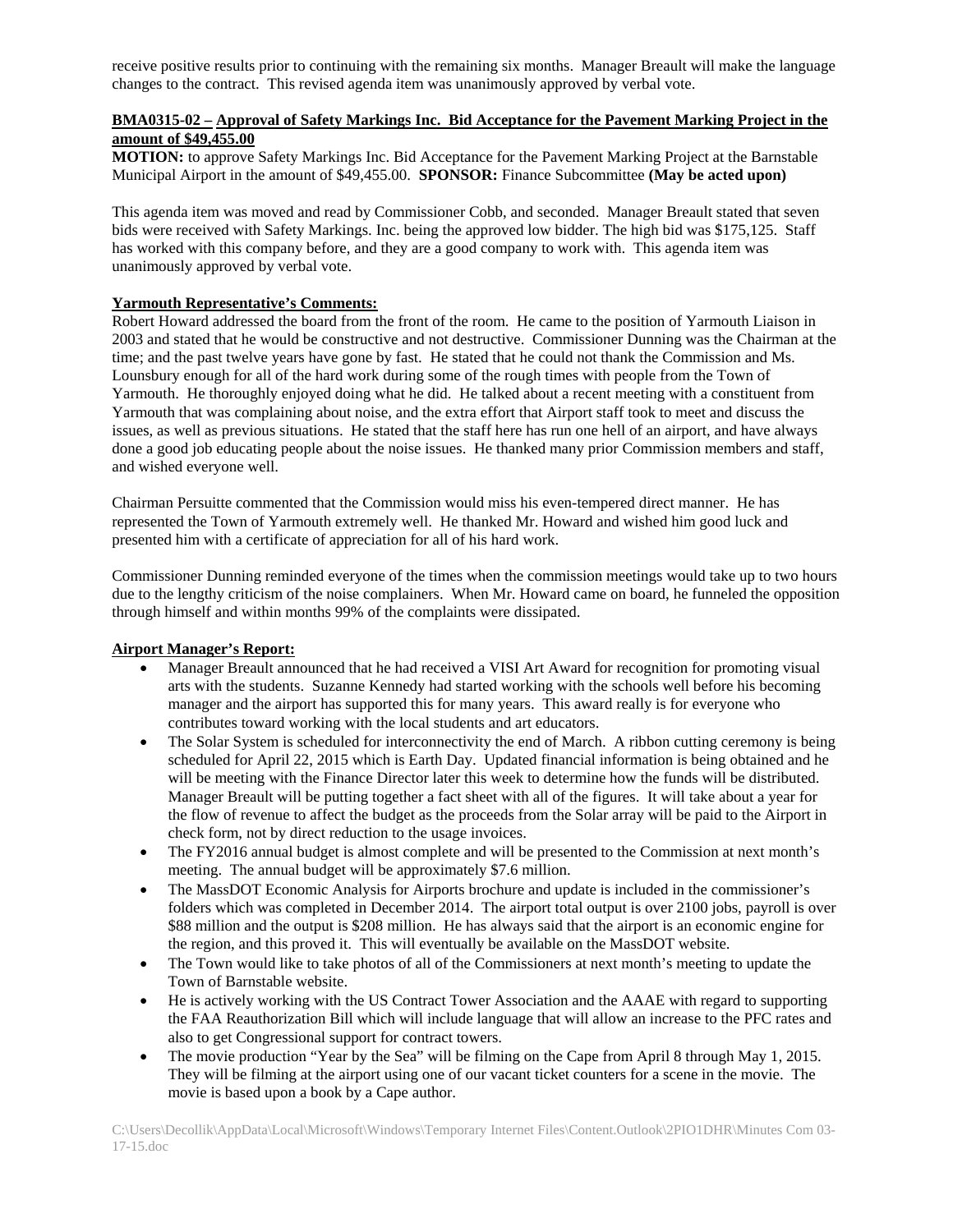receive positive results prior to continuing with the remaining six months. Manager Breault will make the language changes to the contract. This revised agenda item was unanimously approved by verbal vote.

**BMA0315-02 – Approval of Safety Markings Inc. Bid Acceptance for the Pavement Marking Project in the amount of $49,455.00**

**MOTION:** to approve Safety Markings Inc. Bid Acceptance for the Pavement Marking Project at the Barnstable Municipal Airport in the amount of $49,455.00. **SPONSOR:** Finance Subcommittee **(May be acted upon)**

This agenda item was moved and read by Commissioner Cobb, and seconded. Manager Breault stated that seven bids were received with Safety Markings. Inc. being the approved low bidder. The high bid was $175,125. Staff has worked with this company before, and they are a good company to work with. This agenda item was unanimously approved by verbal vote.

**Yarmouth Representative's Comments:**

Robert Howard addressed the board from the front of the room. He came to the position of Yarmouth Liaison in 2003 and stated that he would be constructive and not destructive. Commissioner Dunning was the Chairman at the time; and the past twelve years have gone by fast. He stated that he could not thank the Commission and Ms. Lounsbury enough for all of the hard work during some of the rough times with people from the Town of Yarmouth. He thoroughly enjoyed doing what he did. He talked about a recent meeting with a constituent from Yarmouth that was complaining about noise, and the extra effort that Airport staff took to meet and discuss the issues, as well as previous situations. He stated that the staff here has run one hell of an airport, and have always done a good job educating people about the noise issues. He thanked many prior Commission members and staff, and wished everyone well.

Chairman Persuitte commented that the Commission would miss his even-tempered direct manner. He has represented the Town of Yarmouth extremely well. He thanked Mr. Howard and wished him good luck and presented him with a certificate of appreciation for all of his hard work.

Commissioner Dunning reminded everyone of the times when the commission meetings would take up to two hours due to the lengthy criticism of the noise complainers. When Mr. Howard came on board, he funneled the opposition through himself and within months 99% of the complaints were dissipated.

**Airport Manager's Report:**

- Manager Breault announced that he had received a VISI Art Award for recognition for promoting visual arts with the students. Suzanne Kennedy had started working with the schools well before his becoming manager and the airport has supported this for many years. This award really is for everyone who contributes toward working with the local students and art educators.
- The Solar System is scheduled for interconnectivity the end of March. A ribbon cutting ceremony is being scheduled for April 22, 2015 which is Earth Day. Updated financial information is being obtained and he will be meeting with the Finance Director later this week to determine how the funds will be distributed. Manager Breault will be putting together a fact sheet with all of the figures. It will take about a year for the flow of revenue to affect the budget as the proceeds from the Solar array will be paid to the Airport in check form, not by direct reduction to the usage invoices.
- The FY2016 annual budget is almost complete and will be presented to the Commission at next month's meeting. The annual budget will be approximately $7.6 million.
- The MassDOT Economic Analysis for Airports brochure and update is included in the commissioner's folders which was completed in December 2014. The airport total output is over 2100 jobs, payroll is over $88 million and the output is $208 million. He has always said that the airport is an economic engine for the region, and this proved it. This will eventually be available on the MassDOT website.
- The Town would like to take photos of all of the Commissioners at next month's meeting to update the Town of Barnstable website.
- He is actively working with the US Contract Tower Association and the AAAE with regard to supporting the FAA Reauthorization Bill which will include language that will allow an increase to the PFC rates and also to get Congressional support for contract towers.
- The movie production "Year by the Sea" will be filming on the Cape from April 8 through May 1, 2015. They will be filming at the airport using one of our vacant ticket counters for a scene in the movie. The movie is based upon a book by a Cape author.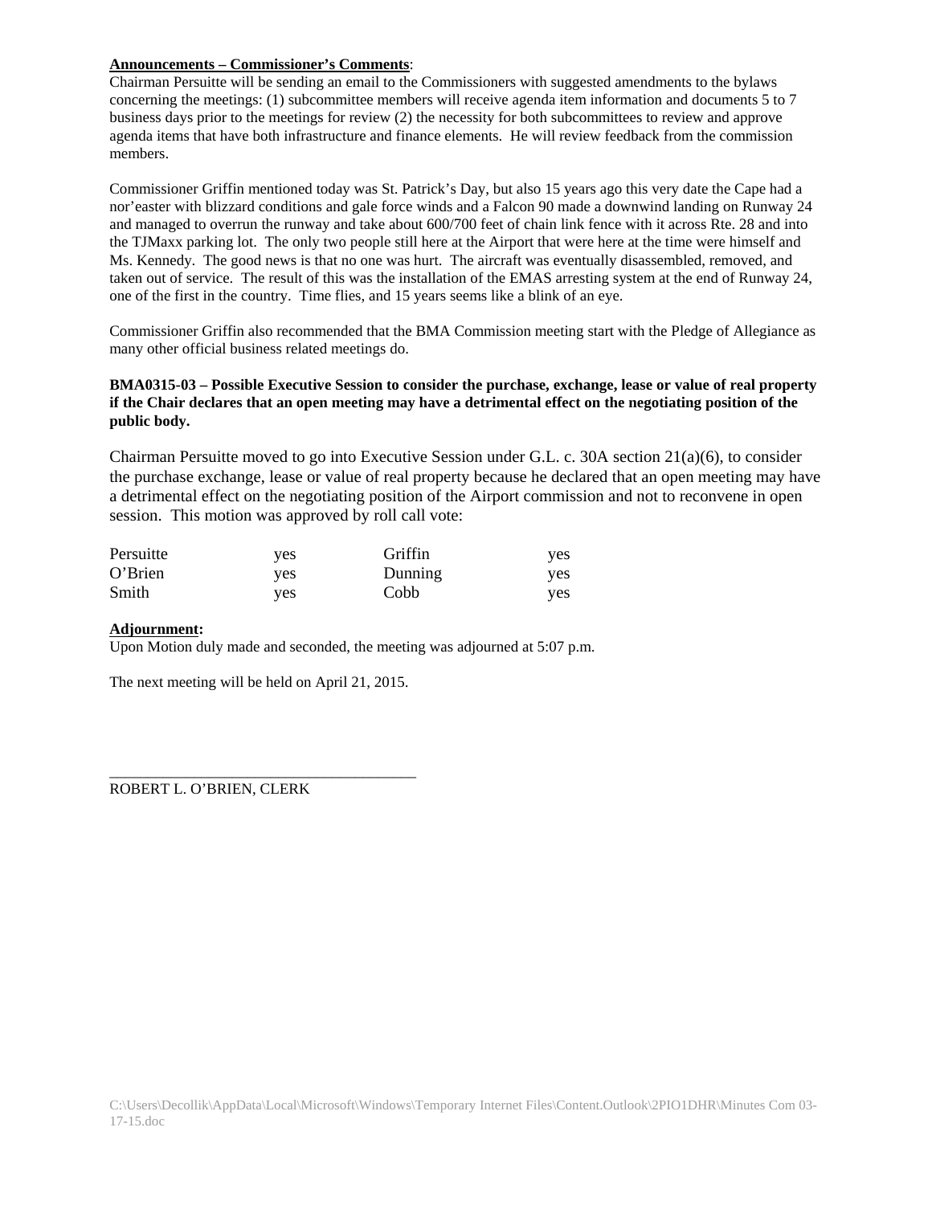**Announcements – Commissioner's Comments**:
Chairman Persuitte will be sending an email to the Commissioners with suggested amendments to the bylaws concerning the meetings: (1) subcommittee members will receive agenda item information and documents 5 to 7 business days prior to the meetings for review (2) the necessity for both subcommittees to review and approve agenda items that have both infrastructure and finance elements. He will review feedback from the commission members.

Commissioner Griffin mentioned today was St. Patrick's Day, but also 15 years ago this very date the Cape had a nor'easter with blizzard conditions and gale force winds and a Falcon 90 made a downwind landing on Runway 24 and managed to overrun the runway and take about 600/700 feet of chain link fence with it across Rte. 28 and into the TJMaxx parking lot. The only two people still here at the Airport that were here at the time were himself and Ms. Kennedy. The good news is that no one was hurt. The aircraft was eventually disassembled, removed, and taken out of service. The result of this was the installation of the EMAS arresting system at the end of Runway 24, one of the first in the country. Time flies, and 15 years seems like a blink of an eye.

Commissioner Griffin also recommended that the BMA Commission meeting start with the Pledge of Allegiance as many other official business related meetings do.

**BMA0315-03 – Possible Executive Session to consider the purchase, exchange, lease or value of real property if the Chair declares that an open meeting may have a detrimental effect on the negotiating position of the public body.**

Chairman Persuitte moved to go into Executive Session under G.L. c. 30A section 21(a)(6), to consider the purchase exchange, lease or value of real property because he declared that an open meeting may have a detrimental effect on the negotiating position of the Airport commission and not to reconvene in open session. This motion was approved by roll call vote:

| | | | |
|---|---|---|---|
| Persuitte | yes | Griffin | yes |
| O'Brien | yes | Dunning | yes |
| Smith | yes | Cobb | yes |

**Adjournment:**
Upon Motion duly made and seconded, the meeting was adjourned at 5:07 p.m.

The next meeting will be held on April 21, 2015.

\_\_\_\_\_\_\_\_\_\_\_\_\_\_\_\_\_\_\_\_\_\_\_\_\_\_\_\_\_\_\_\_\_\_\_\_\_\_\_\_
ROBERT L. O'BRIEN, CLERK

C:\Users\Decollik\AppData\Local\Microsoft\Windows\Temporary Internet Files\Content.Outlook\2PIO1DHR\Minutes Com 03-17-15.doc